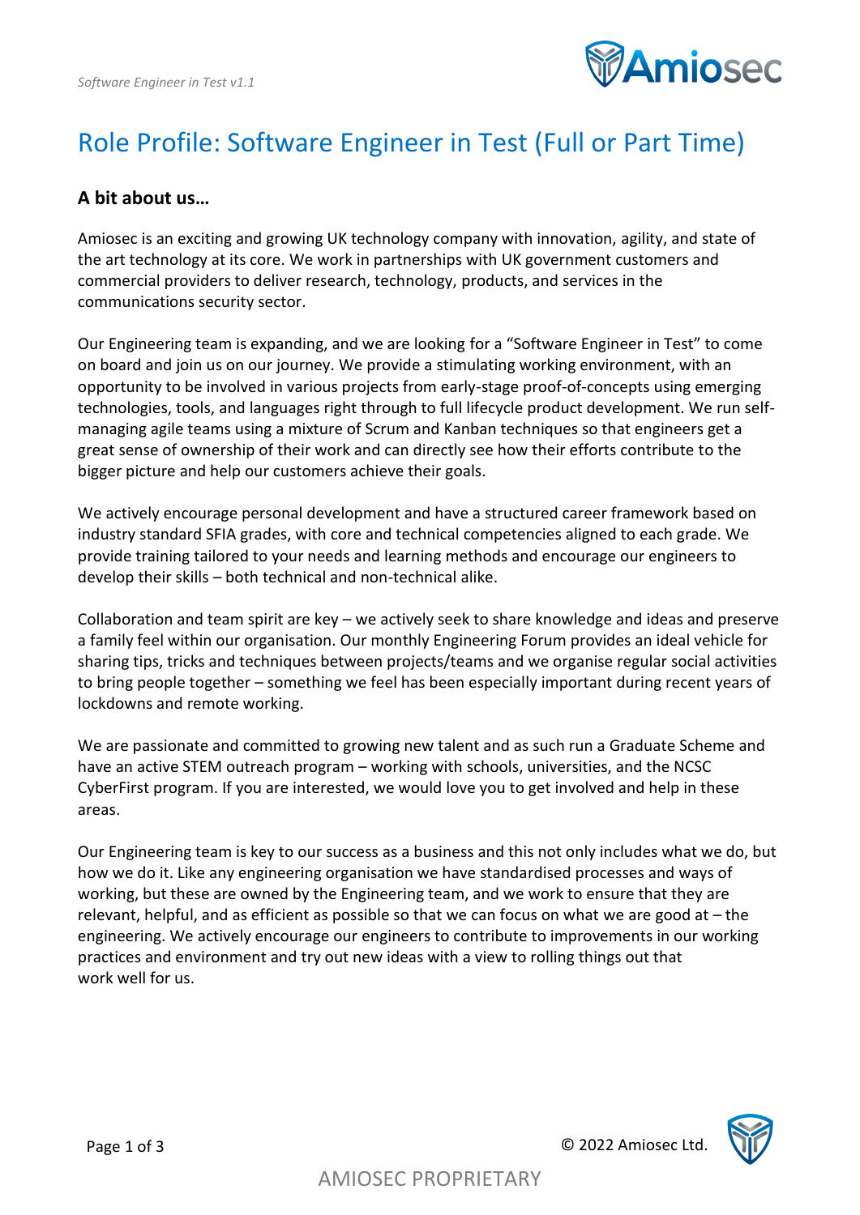# Role Profile: Software Engineer in Test (Full or Part Time)

### A bit about us…

Amiosec is an exciting and growing UK technology company with innovation, agility, and state of the art technology at its core. We work in partnerships with UK government customers and commercial providers to deliver research, technology, products, and services in the communications security sector.

Our Engineering team is expanding, and we are looking for a "Software Engineer in Test" to come on board and join us on our journey. We provide a stimulating working environment, with an opportunity to be involved in various projects from early-stage proof-of-concepts using emerging technologies, tools, and languages right through to full lifecycle product development. We run self-managing agile teams using a mixture of Scrum and Kanban techniques so that engineers get a great sense of ownership of their work and can directly see how their efforts contribute to the bigger picture and help our customers achieve their goals.

We actively encourage personal development and have a structured career framework based on industry standard SFIA grades, with core and technical competencies aligned to each grade. We provide training tailored to your needs and learning methods and encourage our engineers to develop their skills – both technical and non-technical alike.

Collaboration and team spirit are key – we actively seek to share knowledge and ideas and preserve a family feel within our organisation. Our monthly Engineering Forum provides an ideal vehicle for sharing tips, tricks and techniques between projects/teams and we organise regular social activities to bring people together – something we feel has been especially important during recent years of lockdowns and remote working.

We are passionate and committed to growing new talent and as such run a Graduate Scheme and have an active STEM outreach program – working with schools, universities, and the NCSC CyberFirst program. If you are interested, we would love you to get involved and help in these areas.

Our Engineering team is key to our success as a business and this not only includes what we do, but how we do it. Like any engineering organisation we have standardised processes and ways of working, but these are owned by the Engineering team, and we work to ensure that they are relevant, helpful, and as efficient as possible so that we can focus on what we are good at – the engineering. We actively encourage our engineers to contribute to improvements in our working practices and environment and try out new ideas with a view to rolling things out that work well for us.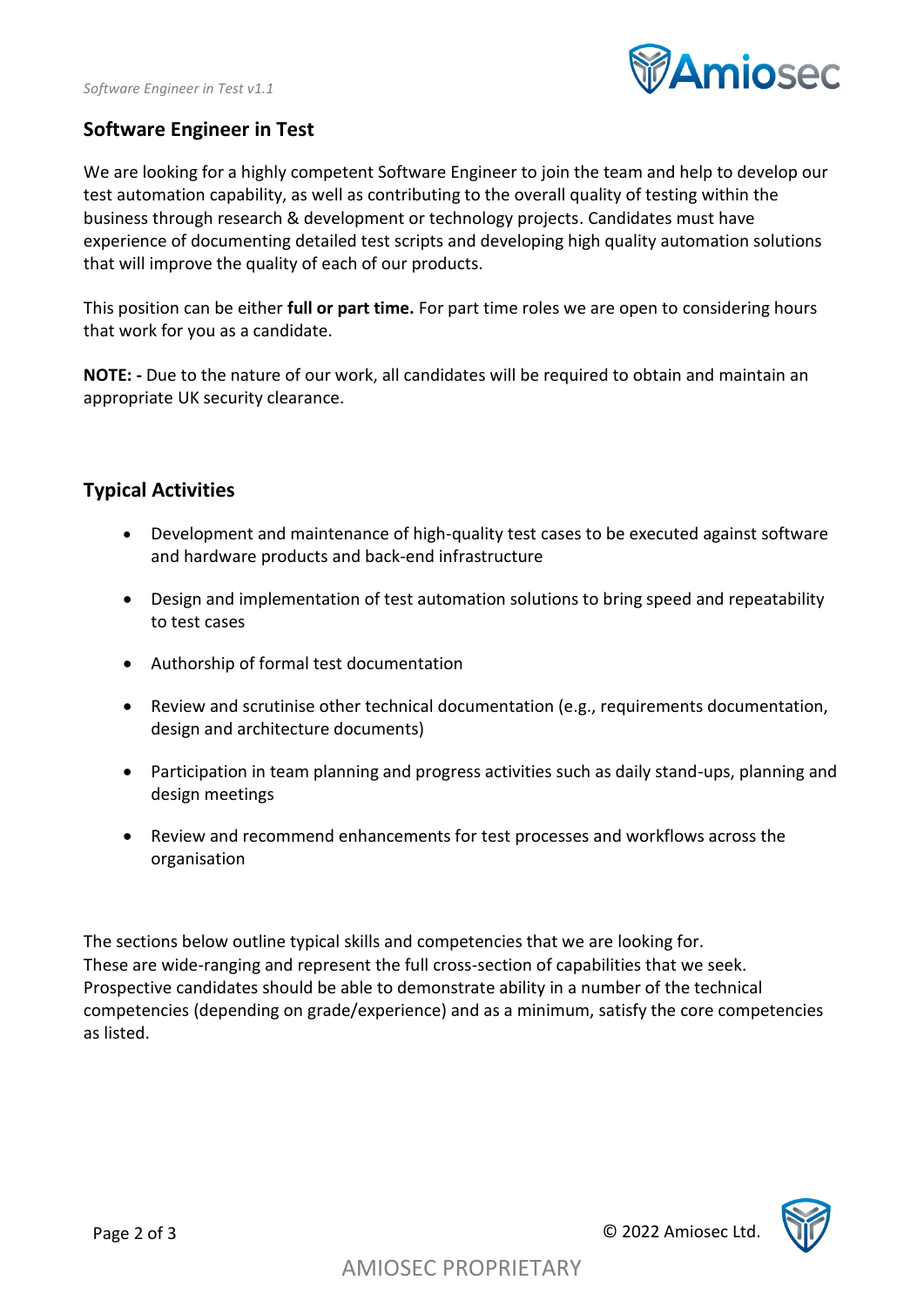## Software Engineer in Test

We are looking for a highly competent Software Engineer to join the team and help to develop our test automation capability, as well as contributing to the overall quality of testing within the business through research & development or technology projects. Candidates must have experience of documenting detailed test scripts and developing high quality automation solutions that will improve the quality of each of our products.

This position can be either **full or part time.** For part time roles we are open to considering hours that work for you as a candidate.

**NOTE: -** Due to the nature of our work, all candidates will be required to obtain and maintain an appropriate UK security clearance.

## Typical Activities

- Development and maintenance of high-quality test cases to be executed against software and hardware products and back-end infrastructure
- Design and implementation of test automation solutions to bring speed and repeatability to test cases
- Authorship of formal test documentation
- Review and scrutinise other technical documentation (e.g., requirements documentation, design and architecture documents)
- Participation in team planning and progress activities such as daily stand-ups, planning and design meetings
- Review and recommend enhancements for test processes and workflows across the organisation

The sections below outline typical skills and competencies that we are looking for. These are wide-ranging and represent the full cross-section of capabilities that we seek. Prospective candidates should be able to demonstrate ability in a number of the technical competencies (depending on grade/experience) and as a minimum, satisfy the core competencies as listed.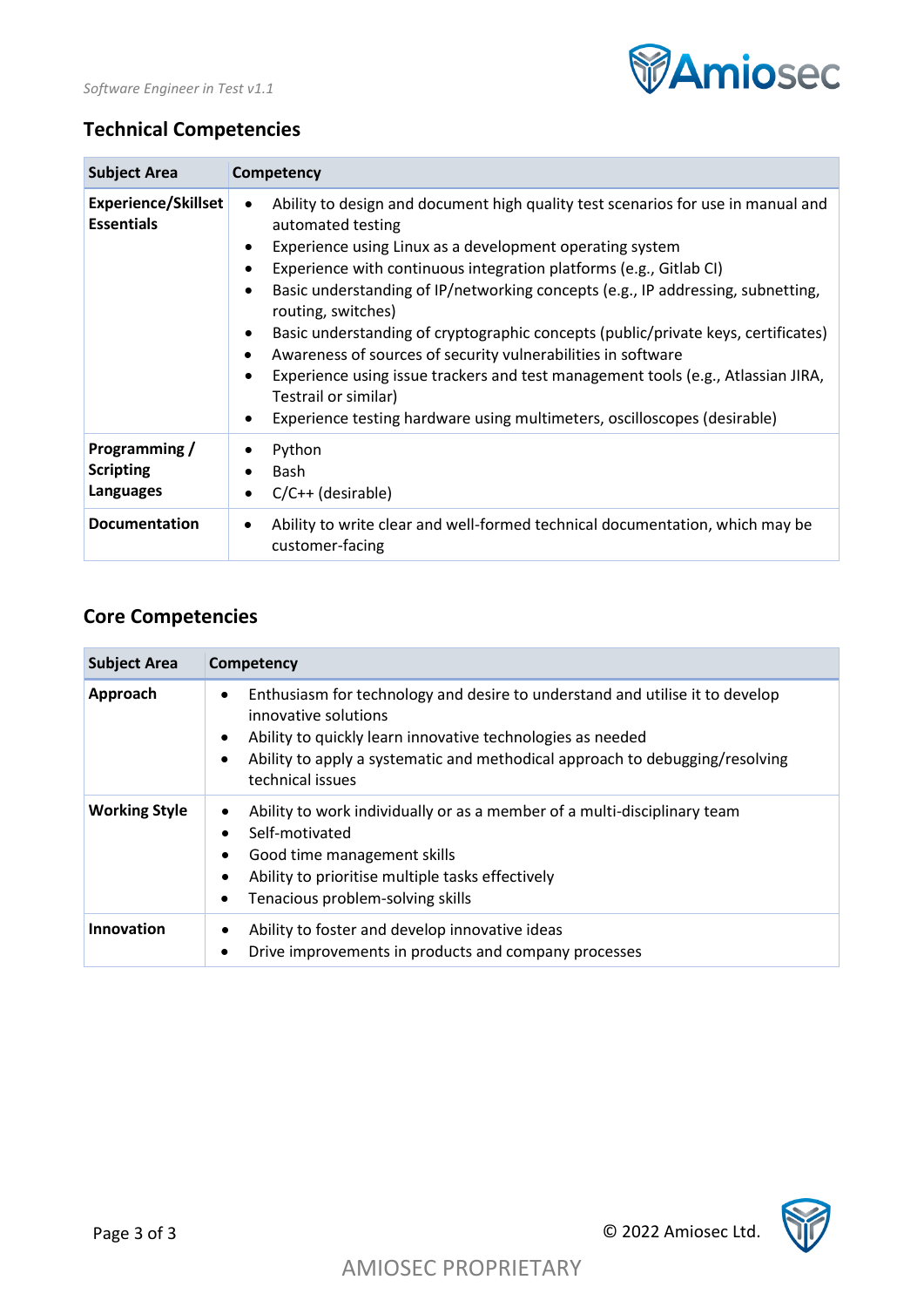## Technical Competencies

| Subject Area | Competency |
| --- | --- |
| **Experience/Skillset Essentials** | • Ability to design and document high quality test scenarios for use in manual and automated testing<br>• Experience using Linux as a development operating system<br>• Experience with continuous integration platforms (e.g., Gitlab CI)<br>• Basic understanding of IP/networking concepts (e.g., IP addressing, subnetting, routing, switches)<br>• Basic understanding of cryptographic concepts (public/private keys, certificates)<br>• Awareness of sources of security vulnerabilities in software<br>• Experience using issue trackers and test management tools (e.g., Atlassian JIRA, Testrail or similar)<br>• Experience testing hardware using multimeters, oscilloscopes (desirable) |
| **Programming / Scripting Languages** | • Python<br>• Bash<br>• C/C++ (desirable) |
| **Documentation** | • Ability to write clear and well-formed technical documentation, which may be customer-facing |

## Core Competencies

| Subject Area | Competency |
| --- | --- |
| **Approach** | • Enthusiasm for technology and desire to understand and utilise it to develop innovative solutions<br>• Ability to quickly learn innovative technologies as needed<br>• Ability to apply a systematic and methodical approach to debugging/resolving technical issues |
| **Working Style** | • Ability to work individually or as a member of a multi-disciplinary team<br>• Self-motivated<br>• Good time management skills<br>• Ability to prioritise multiple tasks effectively<br>• Tenacious problem-solving skills |
| **Innovation** | • Ability to foster and develop innovative ideas<br>• Drive improvements in products and company processes |